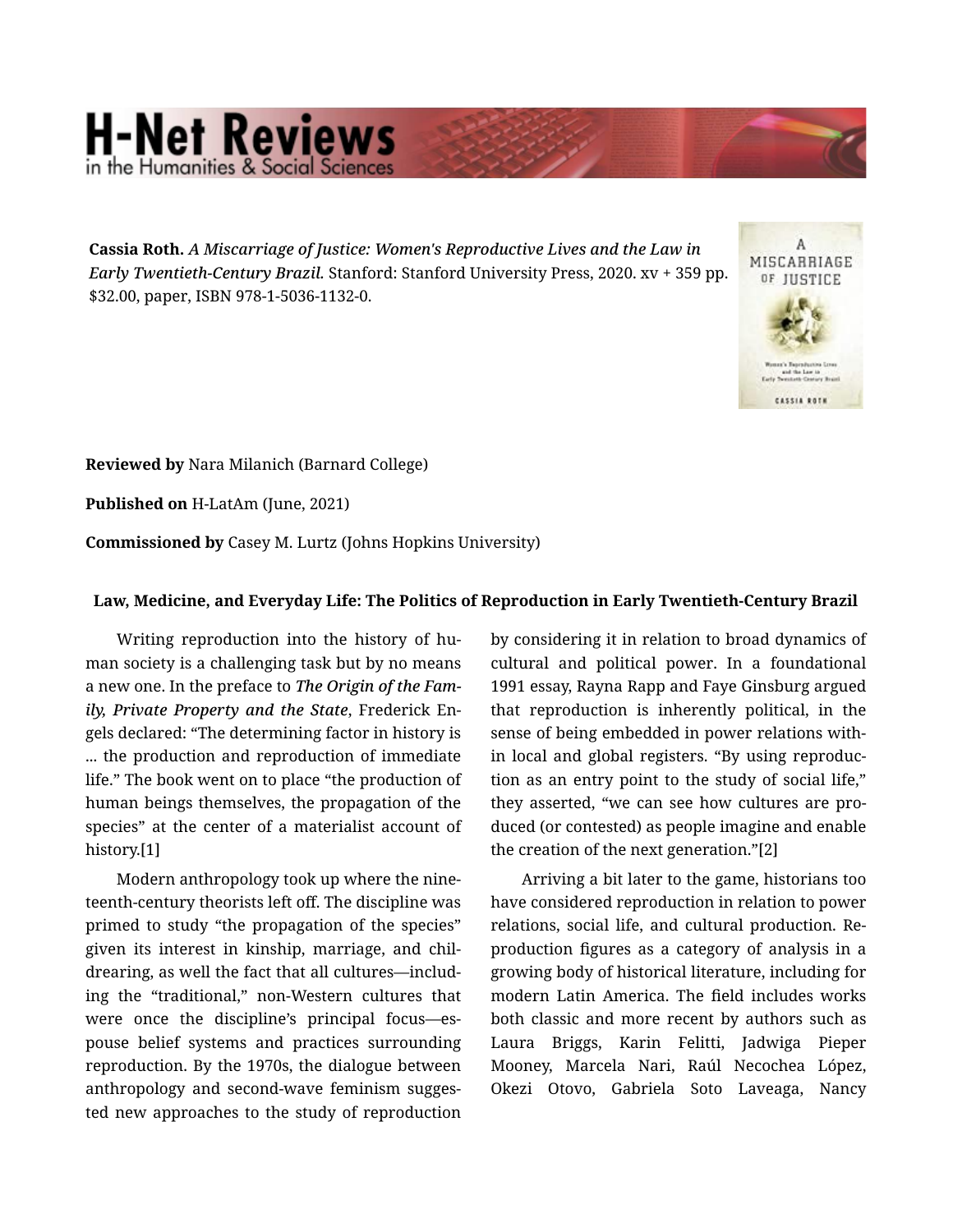**Cassia Roth.** *A Miscarriage of Justice: Women's Reproductive Lives and the Law in Early Twentieth-Century Brazil.* Stanford: Stanford University Press, 2020. xv + 359 pp. $32.00, paper, ISBN 978-1-5036-1132-0.

**Reviewed by** Nara Milanich (Barnard College)

**Published on** H-LatAm (June, 2021)

**Commissioned by** Casey M. Lurtz (Johns Hopkins University)

### Law, Medicine, and Everyday Life: The Politics of Reproduction in Early Twentieth-Century Brazil

Writing reproduction into the history of human society is a challenging task but by no means a new one. In the preface to *The Origin of the Family, Private Property and the State*, Frederick Engels declared: "The determining factor in history is ... the production and reproduction of immediate life." The book went on to place "the production of human beings themselves, the propagation of the species" at the center of a materialist account of history.[1]

Modern anthropology took up where the nineteenth-century theorists left off. The discipline was primed to study "the propagation of the species" given its interest in kinship, marriage, and childrearing, as well the fact that all cultures—including the "traditional," non-Western cultures that were once the discipline's principal focus—espouse belief systems and practices surrounding reproduction. By the 1970s, the dialogue between anthropology and second-wave feminism suggested new approaches to the study of reproduction by considering it in relation to broad dynamics of cultural and political power. In a foundational 1991 essay, Rayna Rapp and Faye Ginsburg argued that reproduction is inherently political, in the sense of being embedded in power relations within local and global registers. "By using reproduction as an entry point to the study of social life," they asserted, "we can see how cultures are produced (or contested) as people imagine and enable the creation of the next generation."[2]

Arriving a bit later to the game, historians too have considered reproduction in relation to power relations, social life, and cultural production. Reproduction figures as a category of analysis in a growing body of historical literature, including for modern Latin America. The field includes works both classic and more recent by authors such as Laura Briggs, Karin Felitti, Jadwiga Pieper Mooney, Marcela Nari, Raúl Necochea López, Okezi Otovo, Gabriela Soto Laveaga, Nancy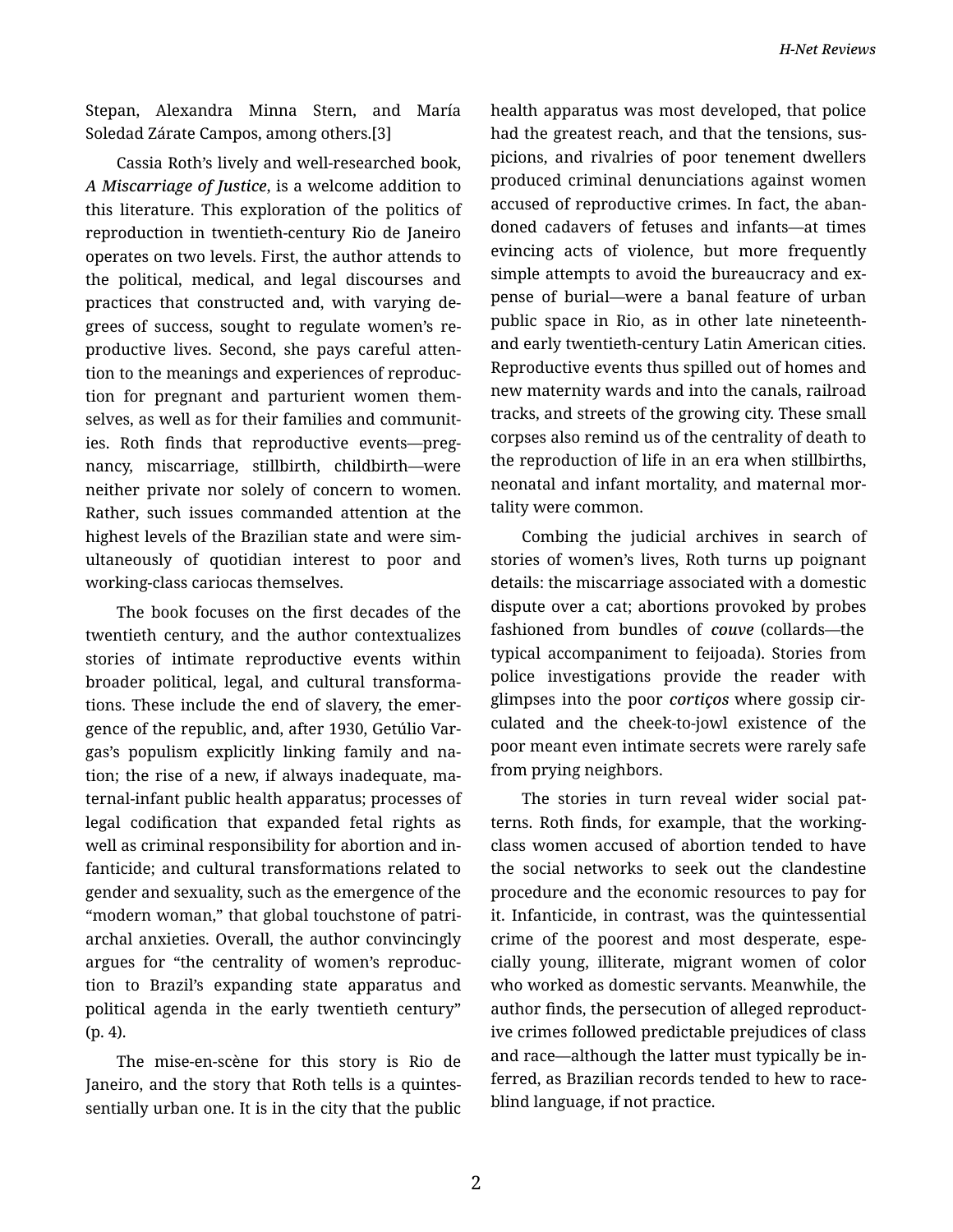Stepan, Alexandra Minna Stern, and María Soledad Zárate Campos, among others.[3]

Cassia Roth's lively and well-researched book, *A Miscarriage of Justice*, is a welcome addition to this literature. This exploration of the politics of reproduction in twentieth-century Rio de Janeiro operates on two levels. First, the author attends to the political, medical, and legal discourses and practices that constructed and, with varying degrees of success, sought to regulate women's reproductive lives. Second, she pays careful attention to the meanings and experiences of reproduction for pregnant and parturient women themselves, as well as for their families and communities. Roth finds that reproductive events—pregnancy, miscarriage, stillbirth, childbirth—were neither private nor solely of concern to women. Rather, such issues commanded attention at the highest levels of the Brazilian state and were simultaneously of quotidian interest to poor and working-class cariocas themselves.

The book focuses on the first decades of the twentieth century, and the author contextualizes stories of intimate reproductive events within broader political, legal, and cultural transformations. These include the end of slavery, the emergence of the republic, and, after 1930, Getúlio Vargas's populism explicitly linking family and nation; the rise of a new, if always inadequate, maternal-infant public health apparatus; processes of legal codification that expanded fetal rights as well as criminal responsibility for abortion and infanticide; and cultural transformations related to gender and sexuality, such as the emergence of the "modern woman," that global touchstone of patriarchal anxieties. Overall, the author convincingly argues for "the centrality of women's reproduction to Brazil's expanding state apparatus and political agenda in the early twentieth century" (p. 4).

The mise-en-scène for this story is Rio de Janeiro, and the story that Roth tells is a quintessentially urban one. It is in the city that the public health apparatus was most developed, that police had the greatest reach, and that the tensions, suspicions, and rivalries of poor tenement dwellers produced criminal denunciations against women accused of reproductive crimes. In fact, the abandoned cadavers of fetuses and infants—at times evincing acts of violence, but more frequently simple attempts to avoid the bureaucracy and expense of burial—were a banal feature of urban public space in Rio, as in other late nineteenth- and early twentieth-century Latin American cities. Reproductive events thus spilled out of homes and new maternity wards and into the canals, railroad tracks, and streets of the growing city. These small corpses also remind us of the centrality of death to the reproduction of life in an era when stillbirths, neonatal and infant mortality, and maternal mortality were common.

Combing the judicial archives in search of stories of women's lives, Roth turns up poignant details: the miscarriage associated with a domestic dispute over a cat; abortions provoked by probes fashioned from bundles of *couve* (collards—the typical accompaniment to feijoada). Stories from police investigations provide the reader with glimpses into the poor *cortiços* where gossip circulated and the cheek-to-jowl existence of the poor meant even intimate secrets were rarely safe from prying neighbors.

The stories in turn reveal wider social patterns. Roth finds, for example, that the working-class women accused of abortion tended to have the social networks to seek out the clandestine procedure and the economic resources to pay for it. Infanticide, in contrast, was the quintessential crime of the poorest and most desperate, especially young, illiterate, migrant women of color who worked as domestic servants. Meanwhile, the author finds, the persecution of alleged reproductive crimes followed predictable prejudices of class and race—although the latter must typically be inferred, as Brazilian records tended to hew to race-blind language, if not practice.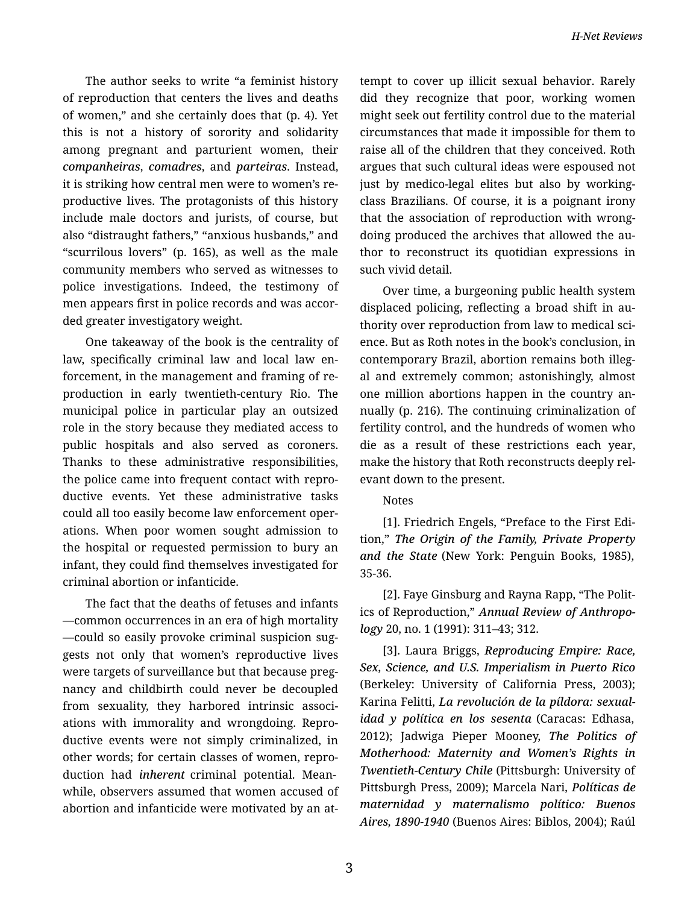The author seeks to write "a feminist history of reproduction that centers the lives and deaths of women," and she certainly does that (p. 4). Yet this is not a history of sorority and solidarity among pregnant and parturient women, their ***companheiras***, ***comadres***, and ***parteiras***. Instead, it is striking how central men were to women's reproductive lives. The protagonists of this history include male doctors and jurists, of course, but also "distraught fathers," "anxious husbands," and "scurrilous lovers" (p. 165), as well as the male community members who served as witnesses to police investigations. Indeed, the testimony of men appears first in police records and was accorded greater investigatory weight.

One takeaway of the book is the centrality of law, specifically criminal law and local law enforcement, in the management and framing of reproduction in early twentieth-century Rio. The municipal police in particular play an outsized role in the story because they mediated access to public hospitals and also served as coroners. Thanks to these administrative responsibilities, the police came into frequent contact with reproductive events. Yet these administrative tasks could all too easily become law enforcement operations. When poor women sought admission to the hospital or requested permission to bury an infant, they could find themselves investigated for criminal abortion or infanticide.

The fact that the deaths of fetuses and infants—common occurrences in an era of high mortality—could so easily provoke criminal suspicion suggests not only that women's reproductive lives were targets of surveillance but that because pregnancy and childbirth could never be decoupled from sexuality, they harbored intrinsic associations with immorality and wrongdoing. Reproductive events were not simply criminalized, in other words; for certain classes of women, reproduction had ***inherent*** criminal potential. Meanwhile, observers assumed that women accused of abortion and infanticide were motivated by an attempt to cover up illicit sexual behavior. Rarely did they recognize that poor, working women might seek out fertility control due to the material circumstances that made it impossible for them to raise all of the children that they conceived. Roth argues that such cultural ideas were espoused not just by medico-legal elites but also by working-class Brazilians. Of course, it is a poignant irony that the association of reproduction with wrongdoing produced the archives that allowed the author to reconstruct its quotidian expressions in such vivid detail.

Over time, a burgeoning public health system displaced policing, reflecting a broad shift in authority over reproduction from law to medical science. But as Roth notes in the book's conclusion, in contemporary Brazil, abortion remains both illegal and extremely common; astonishingly, almost one million abortions happen in the country annually (p. 216). The continuing criminalization of fertility control, and the hundreds of women who die as a result of these restrictions each year, make the history that Roth reconstructs deeply relevant down to the present.

Notes

[1]. Friedrich Engels, "Preface to the First Edition," ***The Origin of the Family, Private Property and the State*** (New York: Penguin Books, 1985), 35-36.

[2]. Faye Ginsburg and Rayna Rapp, "The Politics of Reproduction," ***Annual Review of Anthropology*** 20, no. 1 (1991): 311–43; 312.

[3]. Laura Briggs, ***Reproducing Empire: Race, Sex, Science, and U.S. Imperialism in Puerto Rico*** (Berkeley: University of California Press, 2003); Karina Felitti, ***La revolución de la píldora: sexualidad y política en los sesenta*** (Caracas: Edhasa, 2012); Jadwiga Pieper Mooney, ***The Politics of Motherhood: Maternity and Women's Rights in Twentieth-Century Chile*** (Pittsburgh: University of Pittsburgh Press, 2009); Marcela Nari, ***Políticas de maternidad y maternalismo político: Buenos Aires, 1890-1940*** (Buenos Aires: Biblos, 2004); Raúl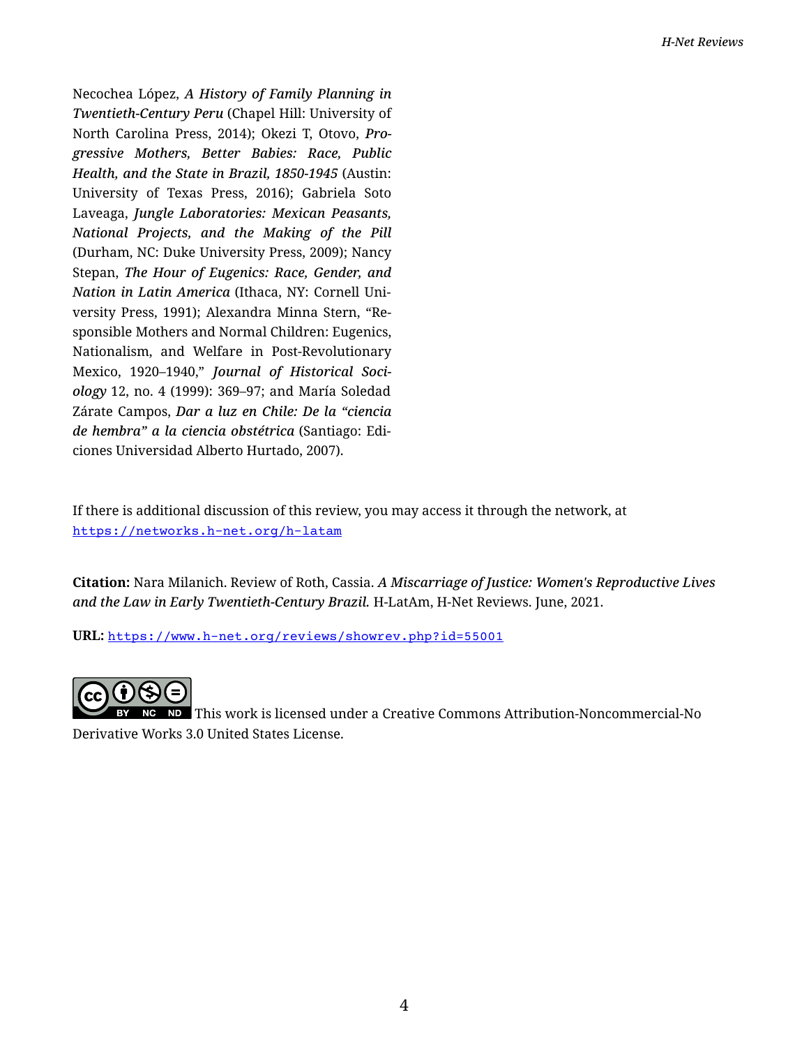Necochea López, ***A History of Family Planning in Twentieth-Century Peru*** (Chapel Hill: University of North Carolina Press, 2014); Okezi T, Otovo, ***Progressive Mothers, Better Babies: Race, Public Health, and the State in Brazil, 1850-1945*** (Austin: University of Texas Press, 2016); Gabriela Soto Laveaga, ***Jungle Laboratories: Mexican Peasants, National Projects, and the Making of the Pill*** (Durham, NC: Duke University Press, 2009); Nancy Stepan, ***The Hour of Eugenics: Race, Gender, and Nation in Latin America*** (Ithaca, NY: Cornell University Press, 1991); Alexandra Minna Stern, "Responsible Mothers and Normal Children: Eugenics, Nationalism, and Welfare in Post-Revolutionary Mexico, 1920–1940," ***Journal of Historical Sociology*** 12, no. 4 (1999): 369–97; and María Soledad Zárate Campos, ***Dar a luz en Chile: De la "ciencia de hembra" a la ciencia obstétrica*** (Santiago: Ediciones Universidad Alberto Hurtado, 2007).

If there is additional discussion of this review, you may access it through the network, at https://networks.h-net.org/h-latam

**Citation:** Nara Milanich. Review of Roth, Cassia. ***A Miscarriage of Justice: Women's Reproductive Lives and the Law in Early Twentieth-Century Brazil.*** H-LatAm, H-Net Reviews. June, 2021.

**URL:** https://www.h-net.org/reviews/showrev.php?id=55001

This work is licensed under a Creative Commons Attribution-Noncommercial-No Derivative Works 3.0 United States License.